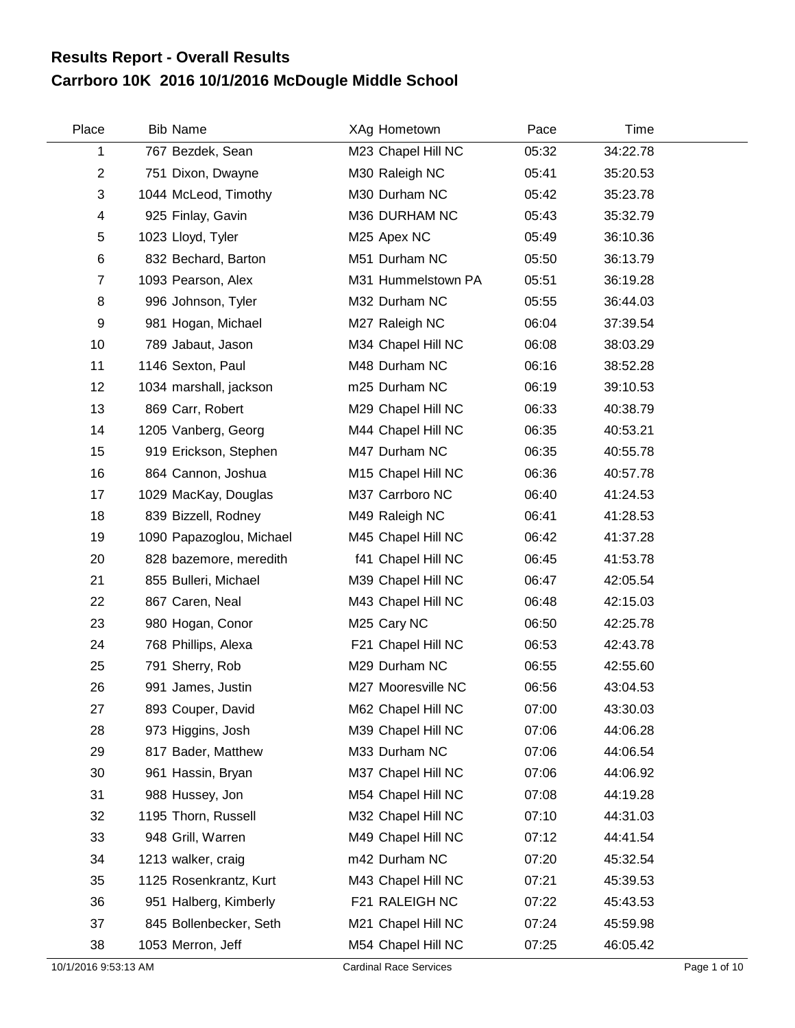# Results Report - Overall Results

## Carrboro 10K 2016 10/1/2016 McDougle Middle School

| Place | Bib | Name | XAg | Hometown | Pace | Time |
|---|---|---|---|---|---|---|
| 1 | 767 | Bezdek, Sean | M23 | Chapel Hill NC | 05:32 | 34:22.78 |
| 2 | 751 | Dixon, Dwayne | M30 | Raleigh NC | 05:41 | 35:20.53 |
| 3 | 1044 | McLeod, Timothy | M30 | Durham NC | 05:42 | 35:23.78 |
| 4 | 925 | Finlay, Gavin | M36 | DURHAM NC | 05:43 | 35:32.79 |
| 5 | 1023 | Lloyd, Tyler | M25 | Apex NC | 05:49 | 36:10.36 |
| 6 | 832 | Bechard, Barton | M51 | Durham NC | 05:50 | 36:13.79 |
| 7 | 1093 | Pearson, Alex | M31 | Hummelstown PA | 05:51 | 36:19.28 |
| 8 | 996 | Johnson, Tyler | M32 | Durham NC | 05:55 | 36:44.03 |
| 9 | 981 | Hogan, Michael | M27 | Raleigh NC | 06:04 | 37:39.54 |
| 10 | 789 | Jabaut, Jason | M34 | Chapel Hill NC | 06:08 | 38:03.29 |
| 11 | 1146 | Sexton, Paul | M48 | Durham NC | 06:16 | 38:52.28 |
| 12 | 1034 | marshall, jackson | m25 | Durham NC | 06:19 | 39:10.53 |
| 13 | 869 | Carr, Robert | M29 | Chapel Hill NC | 06:33 | 40:38.79 |
| 14 | 1205 | Vanberg, Georg | M44 | Chapel Hill NC | 06:35 | 40:53.21 |
| 15 | 919 | Erickson, Stephen | M47 | Durham NC | 06:35 | 40:55.78 |
| 16 | 864 | Cannon, Joshua | M15 | Chapel Hill NC | 06:36 | 40:57.78 |
| 17 | 1029 | MacKay, Douglas | M37 | Carrboro NC | 06:40 | 41:24.53 |
| 18 | 839 | Bizzell, Rodney | M49 | Raleigh NC | 06:41 | 41:28.53 |
| 19 | 1090 | Papazoglou, Michael | M45 | Chapel Hill NC | 06:42 | 41:37.28 |
| 20 | 828 | bazemore, meredith | f41 | Chapel Hill NC | 06:45 | 41:53.78 |
| 21 | 855 | Bulleri, Michael | M39 | Chapel Hill NC | 06:47 | 42:05.54 |
| 22 | 867 | Caren, Neal | M43 | Chapel Hill NC | 06:48 | 42:15.03 |
| 23 | 980 | Hogan, Conor | M25 | Cary NC | 06:50 | 42:25.78 |
| 24 | 768 | Phillips, Alexa | F21 | Chapel Hill NC | 06:53 | 42:43.78 |
| 25 | 791 | Sherry, Rob | M29 | Durham NC | 06:55 | 42:55.60 |
| 26 | 991 | James, Justin | M27 | Mooresville NC | 06:56 | 43:04.53 |
| 27 | 893 | Couper, David | M62 | Chapel Hill NC | 07:00 | 43:30.03 |
| 28 | 973 | Higgins, Josh | M39 | Chapel Hill NC | 07:06 | 44:06.28 |
| 29 | 817 | Bader, Matthew | M33 | Durham NC | 07:06 | 44:06.54 |
| 30 | 961 | Hassin, Bryan | M37 | Chapel Hill NC | 07:06 | 44:06.92 |
| 31 | 988 | Hussey, Jon | M54 | Chapel Hill NC | 07:08 | 44:19.28 |
| 32 | 1195 | Thorn, Russell | M32 | Chapel Hill NC | 07:10 | 44:31.03 |
| 33 | 948 | Grill, Warren | M49 | Chapel Hill NC | 07:12 | 44:41.54 |
| 34 | 1213 | walker, craig | m42 | Durham NC | 07:20 | 45:32.54 |
| 35 | 1125 | Rosenkrantz, Kurt | M43 | Chapel Hill NC | 07:21 | 45:39.53 |
| 36 | 951 | Halberg, Kimberly | F21 | RALEIGH NC | 07:22 | 45:43.53 |
| 37 | 845 | Bollenbecker, Seth | M21 | Chapel Hill NC | 07:24 | 45:59.98 |
| 38 | 1053 | Merron, Jeff | M54 | Chapel Hill NC | 07:25 | 46:05.42 |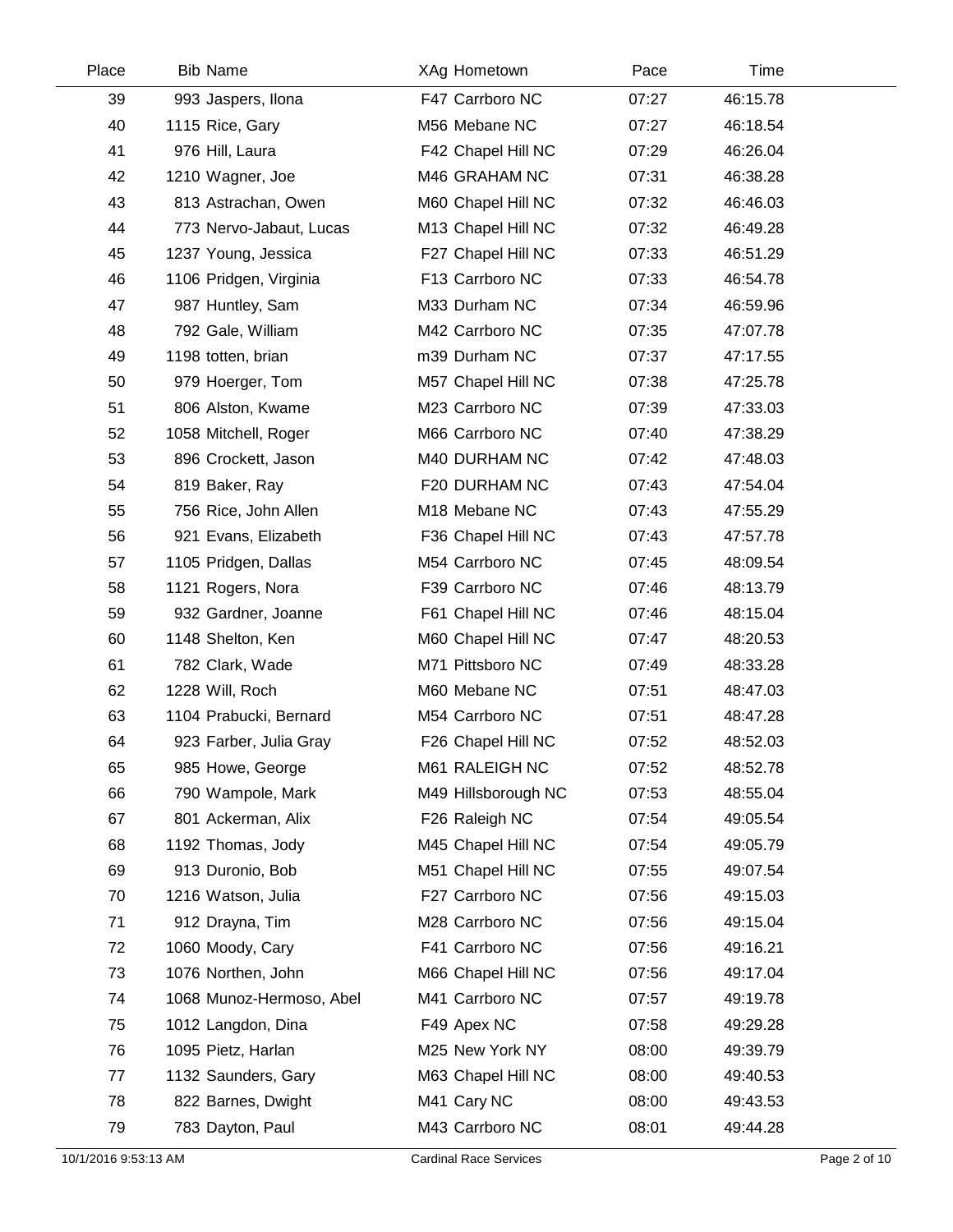| Place | Bib | Name | XAg | Hometown | Pace | Time |
|---|---|---|---|---|---|---|
| 39 | 993 | Jaspers, Ilona | F47 | Carrboro NC | 07:27 | 46:15.78 |
| 40 | 1115 | Rice, Gary | M56 | Mebane NC | 07:27 | 46:18.54 |
| 41 | 976 | Hill, Laura | F42 | Chapel Hill NC | 07:29 | 46:26.04 |
| 42 | 1210 | Wagner, Joe | M46 | GRAHAM NC | 07:31 | 46:38.28 |
| 43 | 813 | Astrachan, Owen | M60 | Chapel Hill NC | 07:32 | 46:46.03 |
| 44 | 773 | Nervo-Jabaut, Lucas | M13 | Chapel Hill NC | 07:32 | 46:49.28 |
| 45 | 1237 | Young, Jessica | F27 | Chapel Hill NC | 07:33 | 46:51.29 |
| 46 | 1106 | Pridgen, Virginia | F13 | Carrboro NC | 07:33 | 46:54.78 |
| 47 | 987 | Huntley, Sam | M33 | Durham NC | 07:34 | 46:59.96 |
| 48 | 792 | Gale, William | M42 | Carrboro NC | 07:35 | 47:07.78 |
| 49 | 1198 | totten, brian | m39 | Durham NC | 07:37 | 47:17.55 |
| 50 | 979 | Hoerger, Tom | M57 | Chapel Hill NC | 07:38 | 47:25.78 |
| 51 | 806 | Alston, Kwame | M23 | Carrboro NC | 07:39 | 47:33.03 |
| 52 | 1058 | Mitchell, Roger | M66 | Carrboro NC | 07:40 | 47:38.29 |
| 53 | 896 | Crockett, Jason | M40 | DURHAM NC | 07:42 | 47:48.03 |
| 54 | 819 | Baker, Ray | F20 | DURHAM NC | 07:43 | 47:54.04 |
| 55 | 756 | Rice, John Allen | M18 | Mebane NC | 07:43 | 47:55.29 |
| 56 | 921 | Evans, Elizabeth | F36 | Chapel Hill NC | 07:43 | 47:57.78 |
| 57 | 1105 | Pridgen, Dallas | M54 | Carrboro NC | 07:45 | 48:09.54 |
| 58 | 1121 | Rogers, Nora | F39 | Carrboro NC | 07:46 | 48:13.79 |
| 59 | 932 | Gardner, Joanne | F61 | Chapel Hill NC | 07:46 | 48:15.04 |
| 60 | 1148 | Shelton, Ken | M60 | Chapel Hill NC | 07:47 | 48:20.53 |
| 61 | 782 | Clark, Wade | M71 | Pittsboro NC | 07:49 | 48:33.28 |
| 62 | 1228 | Will, Roch | M60 | Mebane NC | 07:51 | 48:47.03 |
| 63 | 1104 | Prabucki, Bernard | M54 | Carrboro NC | 07:51 | 48:47.28 |
| 64 | 923 | Farber, Julia Gray | F26 | Chapel Hill NC | 07:52 | 48:52.03 |
| 65 | 985 | Howe, George | M61 | RALEIGH NC | 07:52 | 48:52.78 |
| 66 | 790 | Wampole, Mark | M49 | Hillsborough NC | 07:53 | 48:55.04 |
| 67 | 801 | Ackerman, Alix | F26 | Raleigh NC | 07:54 | 49:05.54 |
| 68 | 1192 | Thomas, Jody | M45 | Chapel Hill NC | 07:54 | 49:05.79 |
| 69 | 913 | Duronio, Bob | M51 | Chapel Hill NC | 07:55 | 49:07.54 |
| 70 | 1216 | Watson, Julia | F27 | Carrboro NC | 07:56 | 49:15.03 |
| 71 | 912 | Drayna, Tim | M28 | Carrboro NC | 07:56 | 49:15.04 |
| 72 | 1060 | Moody, Cary | F41 | Carrboro NC | 07:56 | 49:16.21 |
| 73 | 1076 | Northen, John | M66 | Chapel Hill NC | 07:56 | 49:17.04 |
| 74 | 1068 | Munoz-Hermoso, Abel | M41 | Carrboro NC | 07:57 | 49:19.78 |
| 75 | 1012 | Langdon, Dina | F49 | Apex NC | 07:58 | 49:29.28 |
| 76 | 1095 | Pietz, Harlan | M25 | New York NY | 08:00 | 49:39.79 |
| 77 | 1132 | Saunders, Gary | M63 | Chapel Hill NC | 08:00 | 49:40.53 |
| 78 | 822 | Barnes, Dwight | M41 | Cary NC | 08:00 | 49:43.53 |
| 79 | 783 | Dayton, Paul | M43 | Carrboro NC | 08:01 | 49:44.28 |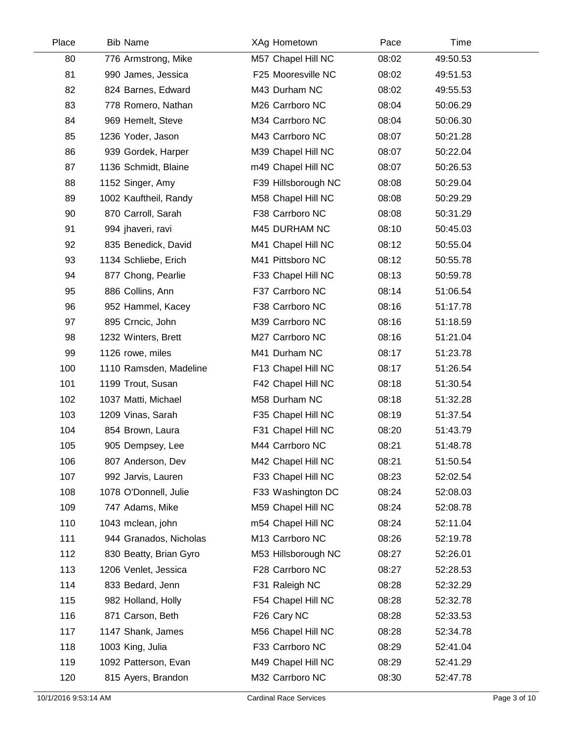| Place | Bib | Name | XAg | Hometown | Pace | Time |
|---|---|---|---|---|---|---|
| 80 | 776 | Armstrong, Mike | M57 | Chapel Hill NC | 08:02 | 49:50.53 |
| 81 | 990 | James, Jessica | F25 | Mooresville NC | 08:02 | 49:51.53 |
| 82 | 824 | Barnes, Edward | M43 | Durham NC | 08:02 | 49:55.53 |
| 83 | 778 | Romero, Nathan | M26 | Carrboro NC | 08:04 | 50:06.29 |
| 84 | 969 | Hemelt, Steve | M34 | Carrboro NC | 08:04 | 50:06.30 |
| 85 | 1236 | Yoder, Jason | M43 | Carrboro NC | 08:07 | 50:21.28 |
| 86 | 939 | Gordek, Harper | M39 | Chapel Hill NC | 08:07 | 50:22.04 |
| 87 | 1136 | Schmidt, Blaine | m49 | Chapel Hill NC | 08:07 | 50:26.53 |
| 88 | 1152 | Singer, Amy | F39 | Hillsborough NC | 08:08 | 50:29.04 |
| 89 | 1002 | Kauftheil, Randy | M58 | Chapel Hill NC | 08:08 | 50:29.29 |
| 90 | 870 | Carroll, Sarah | F38 | Carrboro NC | 08:08 | 50:31.29 |
| 91 | 994 | jhaveri, ravi | M45 | DURHAM NC | 08:10 | 50:45.03 |
| 92 | 835 | Benedick, David | M41 | Chapel Hill NC | 08:12 | 50:55.04 |
| 93 | 1134 | Schliebe, Erich | M41 | Pittsboro NC | 08:12 | 50:55.78 |
| 94 | 877 | Chong, Pearlie | F33 | Chapel Hill NC | 08:13 | 50:59.78 |
| 95 | 886 | Collins, Ann | F37 | Carrboro NC | 08:14 | 51:06.54 |
| 96 | 952 | Hammel, Kacey | F38 | Carrboro NC | 08:16 | 51:17.78 |
| 97 | 895 | Crncic, John | M39 | Carrboro NC | 08:16 | 51:18.59 |
| 98 | 1232 | Winters, Brett | M27 | Carrboro NC | 08:16 | 51:21.04 |
| 99 | 1126 | rowe, miles | M41 | Durham NC | 08:17 | 51:23.78 |
| 100 | 1110 | Ramsden, Madeline | F13 | Chapel Hill NC | 08:17 | 51:26.54 |
| 101 | 1199 | Trout, Susan | F42 | Chapel Hill NC | 08:18 | 51:30.54 |
| 102 | 1037 | Matti, Michael | M58 | Durham NC | 08:18 | 51:32.28 |
| 103 | 1209 | Vinas, Sarah | F35 | Chapel Hill NC | 08:19 | 51:37.54 |
| 104 | 854 | Brown, Laura | F31 | Chapel Hill NC | 08:20 | 51:43.79 |
| 105 | 905 | Dempsey, Lee | M44 | Carrboro NC | 08:21 | 51:48.78 |
| 106 | 807 | Anderson, Dev | M42 | Chapel Hill NC | 08:21 | 51:50.54 |
| 107 | 992 | Jarvis, Lauren | F33 | Chapel Hill NC | 08:23 | 52:02.54 |
| 108 | 1078 | O'Donnell, Julie | F33 | Washington DC | 08:24 | 52:08.03 |
| 109 | 747 | Adams, Mike | M59 | Chapel Hill NC | 08:24 | 52:08.78 |
| 110 | 1043 | mclean, john | m54 | Chapel Hill NC | 08:24 | 52:11.04 |
| 111 | 944 | Granados, Nicholas | M13 | Carrboro NC | 08:26 | 52:19.78 |
| 112 | 830 | Beatty, Brian Gyro | M53 | Hillsborough NC | 08:27 | 52:26.01 |
| 113 | 1206 | Venlet, Jessica | F28 | Carrboro NC | 08:27 | 52:28.53 |
| 114 | 833 | Bedard, Jenn | F31 | Raleigh NC | 08:28 | 52:32.29 |
| 115 | 982 | Holland, Holly | F54 | Chapel Hill NC | 08:28 | 52:32.78 |
| 116 | 871 | Carson, Beth | F26 | Cary NC | 08:28 | 52:33.53 |
| 117 | 1147 | Shank, James | M56 | Chapel Hill NC | 08:28 | 52:34.78 |
| 118 | 1003 | King, Julia | F33 | Carrboro NC | 08:29 | 52:41.04 |
| 119 | 1092 | Patterson, Evan | M49 | Chapel Hill NC | 08:29 | 52:41.29 |
| 120 | 815 | Ayers, Brandon | M32 | Carrboro NC | 08:30 | 52:47.78 |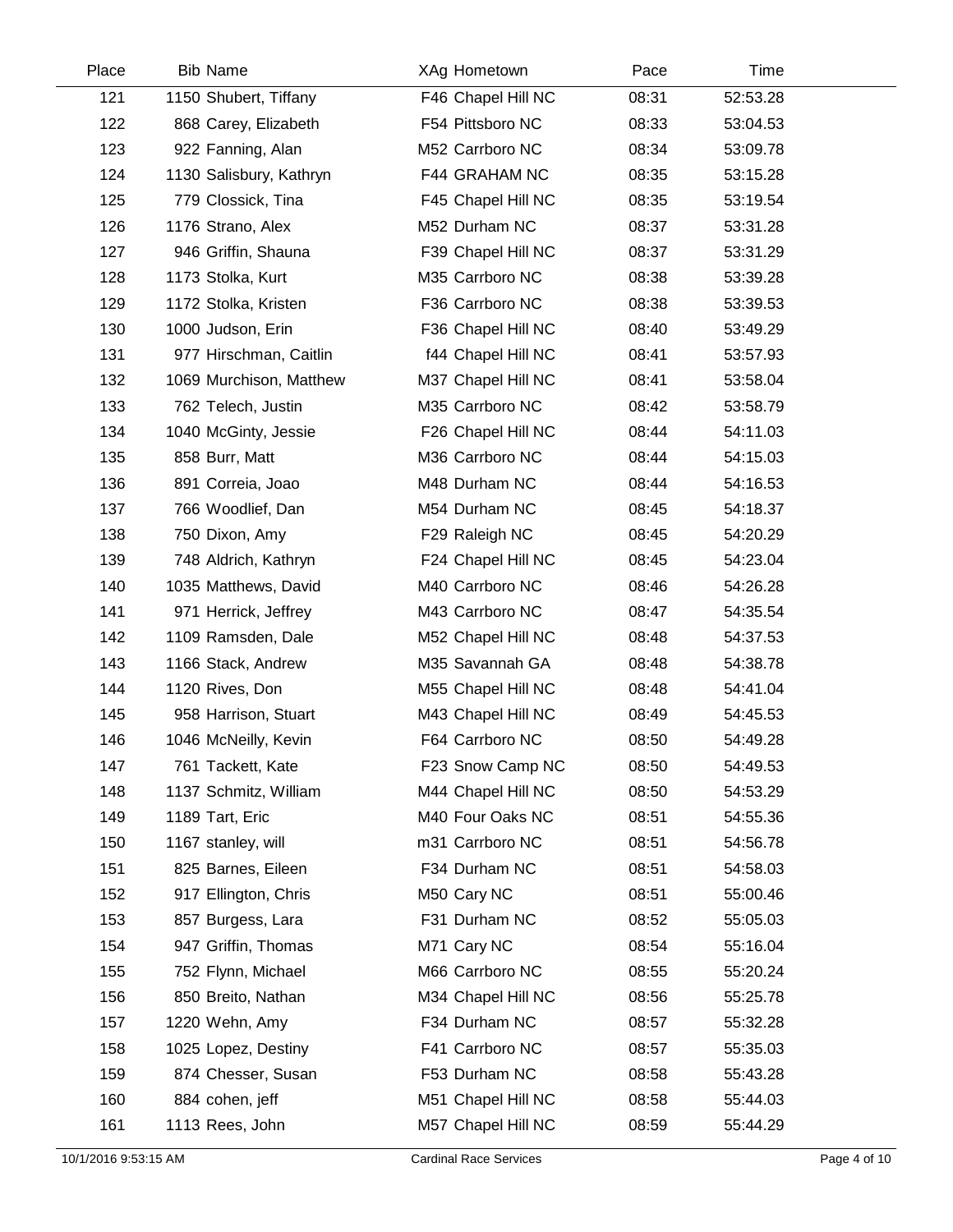| Place | Bib | Name | XAg | Hometown | Pace | Time |
|---|---|---|---|---|---|---|
| 121 | 1150 | Shubert, Tiffany | F46 | Chapel Hill NC | 08:31 | 52:53.28 |
| 122 | 868 | Carey, Elizabeth | F54 | Pittsboro NC | 08:33 | 53:04.53 |
| 123 | 922 | Fanning, Alan | M52 | Carrboro NC | 08:34 | 53:09.78 |
| 124 | 1130 | Salisbury, Kathryn | F44 | GRAHAM NC | 08:35 | 53:15.28 |
| 125 | 779 | Clossick, Tina | F45 | Chapel Hill NC | 08:35 | 53:19.54 |
| 126 | 1176 | Strano, Alex | M52 | Durham NC | 08:37 | 53:31.28 |
| 127 | 946 | Griffin, Shauna | F39 | Chapel Hill NC | 08:37 | 53:31.29 |
| 128 | 1173 | Stolka, Kurt | M35 | Carrboro NC | 08:38 | 53:39.28 |
| 129 | 1172 | Stolka, Kristen | F36 | Carrboro NC | 08:38 | 53:39.53 |
| 130 | 1000 | Judson, Erin | F36 | Chapel Hill NC | 08:40 | 53:49.29 |
| 131 | 977 | Hirschman, Caitlin | f44 | Chapel Hill NC | 08:41 | 53:57.93 |
| 132 | 1069 | Murchison, Matthew | M37 | Chapel Hill NC | 08:41 | 53:58.04 |
| 133 | 762 | Telech, Justin | M35 | Carrboro NC | 08:42 | 53:58.79 |
| 134 | 1040 | McGinty, Jessie | F26 | Chapel Hill NC | 08:44 | 54:11.03 |
| 135 | 858 | Burr, Matt | M36 | Carrboro NC | 08:44 | 54:15.03 |
| 136 | 891 | Correia, Joao | M48 | Durham NC | 08:44 | 54:16.53 |
| 137 | 766 | Woodlief, Dan | M54 | Durham NC | 08:45 | 54:18.37 |
| 138 | 750 | Dixon, Amy | F29 | Raleigh NC | 08:45 | 54:20.29 |
| 139 | 748 | Aldrich, Kathryn | F24 | Chapel Hill NC | 08:45 | 54:23.04 |
| 140 | 1035 | Matthews, David | M40 | Carrboro NC | 08:46 | 54:26.28 |
| 141 | 971 | Herrick, Jeffrey | M43 | Carrboro NC | 08:47 | 54:35.54 |
| 142 | 1109 | Ramsden, Dale | M52 | Chapel Hill NC | 08:48 | 54:37.53 |
| 143 | 1166 | Stack, Andrew | M35 | Savannah GA | 08:48 | 54:38.78 |
| 144 | 1120 | Rives, Don | M55 | Chapel Hill NC | 08:48 | 54:41.04 |
| 145 | 958 | Harrison, Stuart | M43 | Chapel Hill NC | 08:49 | 54:45.53 |
| 146 | 1046 | McNeilly, Kevin | F64 | Carrboro NC | 08:50 | 54:49.28 |
| 147 | 761 | Tackett, Kate | F23 | Snow Camp NC | 08:50 | 54:49.53 |
| 148 | 1137 | Schmitz, William | M44 | Chapel Hill NC | 08:50 | 54:53.29 |
| 149 | 1189 | Tart, Eric | M40 | Four Oaks NC | 08:51 | 54:55.36 |
| 150 | 1167 | stanley, will | m31 | Carrboro NC | 08:51 | 54:56.78 |
| 151 | 825 | Barnes, Eileen | F34 | Durham NC | 08:51 | 54:58.03 |
| 152 | 917 | Ellington, Chris | M50 | Cary NC | 08:51 | 55:00.46 |
| 153 | 857 | Burgess, Lara | F31 | Durham NC | 08:52 | 55:05.03 |
| 154 | 947 | Griffin, Thomas | M71 | Cary NC | 08:54 | 55:16.04 |
| 155 | 752 | Flynn, Michael | M66 | Carrboro NC | 08:55 | 55:20.24 |
| 156 | 850 | Breito, Nathan | M34 | Chapel Hill NC | 08:56 | 55:25.78 |
| 157 | 1220 | Wehn, Amy | F34 | Durham NC | 08:57 | 55:32.28 |
| 158 | 1025 | Lopez, Destiny | F41 | Carrboro NC | 08:57 | 55:35.03 |
| 159 | 874 | Chesser, Susan | F53 | Durham NC | 08:58 | 55:43.28 |
| 160 | 884 | cohen, jeff | M51 | Chapel Hill NC | 08:58 | 55:44.03 |
| 161 | 1113 | Rees, John | M57 | Chapel Hill NC | 08:59 | 55:44.29 |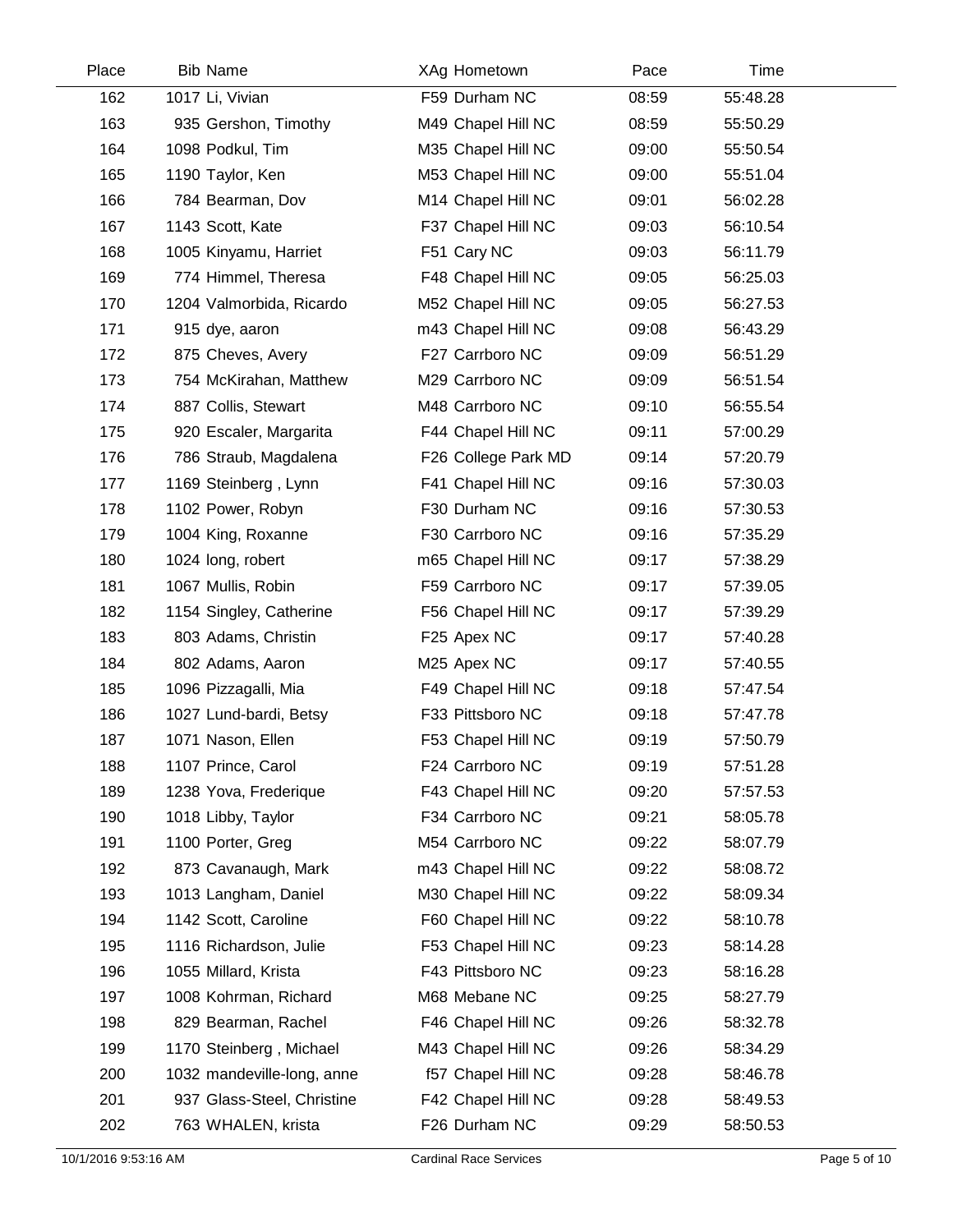| Place | Bib | Name | XAg | Hometown | Pace | Time |
|---|---|---|---|---|---|---|
| 162 | 1017 | Li, Vivian | F59 | Durham NC | 08:59 | 55:48.28 |
| 163 | 935 | Gershon, Timothy | M49 | Chapel Hill NC | 08:59 | 55:50.29 |
| 164 | 1098 | Podkul, Tim | M35 | Chapel Hill NC | 09:00 | 55:50.54 |
| 165 | 1190 | Taylor, Ken | M53 | Chapel Hill NC | 09:00 | 55:51.04 |
| 166 | 784 | Bearman, Dov | M14 | Chapel Hill NC | 09:01 | 56:02.28 |
| 167 | 1143 | Scott, Kate | F37 | Chapel Hill NC | 09:03 | 56:10.54 |
| 168 | 1005 | Kinyamu, Harriet | F51 | Cary NC | 09:03 | 56:11.79 |
| 169 | 774 | Himmel, Theresa | F48 | Chapel Hill NC | 09:05 | 56:25.03 |
| 170 | 1204 | Valmorbida, Ricardo | M52 | Chapel Hill NC | 09:05 | 56:27.53 |
| 171 | 915 | dye, aaron | m43 | Chapel Hill NC | 09:08 | 56:43.29 |
| 172 | 875 | Cheves, Avery | F27 | Carrboro NC | 09:09 | 56:51.29 |
| 173 | 754 | McKirahan, Matthew | M29 | Carrboro NC | 09:09 | 56:51.54 |
| 174 | 887 | Collis, Stewart | M48 | Carrboro NC | 09:10 | 56:55.54 |
| 175 | 920 | Escaler, Margarita | F44 | Chapel Hill NC | 09:11 | 57:00.29 |
| 176 | 786 | Straub, Magdalena | F26 | College Park MD | 09:14 | 57:20.79 |
| 177 | 1169 | Steinberg , Lynn | F41 | Chapel Hill NC | 09:16 | 57:30.03 |
| 178 | 1102 | Power, Robyn | F30 | Durham NC | 09:16 | 57:30.53 |
| 179 | 1004 | King, Roxanne | F30 | Carrboro NC | 09:16 | 57:35.29 |
| 180 | 1024 | long, robert | m65 | Chapel Hill NC | 09:17 | 57:38.29 |
| 181 | 1067 | Mullis, Robin | F59 | Carrboro NC | 09:17 | 57:39.05 |
| 182 | 1154 | Singley, Catherine | F56 | Chapel Hill NC | 09:17 | 57:39.29 |
| 183 | 803 | Adams, Christin | F25 | Apex NC | 09:17 | 57:40.28 |
| 184 | 802 | Adams, Aaron | M25 | Apex NC | 09:17 | 57:40.55 |
| 185 | 1096 | Pizzagalli, Mia | F49 | Chapel Hill NC | 09:18 | 57:47.54 |
| 186 | 1027 | Lund-bardi, Betsy | F33 | Pittsboro NC | 09:18 | 57:47.78 |
| 187 | 1071 | Nason, Ellen | F53 | Chapel Hill NC | 09:19 | 57:50.79 |
| 188 | 1107 | Prince, Carol | F24 | Carrboro NC | 09:19 | 57:51.28 |
| 189 | 1238 | Yova, Frederique | F43 | Chapel Hill NC | 09:20 | 57:57.53 |
| 190 | 1018 | Libby, Taylor | F34 | Carrboro NC | 09:21 | 58:05.78 |
| 191 | 1100 | Porter, Greg | M54 | Carrboro NC | 09:22 | 58:07.79 |
| 192 | 873 | Cavanaugh, Mark | m43 | Chapel Hill NC | 09:22 | 58:08.72 |
| 193 | 1013 | Langham, Daniel | M30 | Chapel Hill NC | 09:22 | 58:09.34 |
| 194 | 1142 | Scott, Caroline | F60 | Chapel Hill NC | 09:22 | 58:10.78 |
| 195 | 1116 | Richardson, Julie | F53 | Chapel Hill NC | 09:23 | 58:14.28 |
| 196 | 1055 | Millard, Krista | F43 | Pittsboro NC | 09:23 | 58:16.28 |
| 197 | 1008 | Kohrman, Richard | M68 | Mebane NC | 09:25 | 58:27.79 |
| 198 | 829 | Bearman, Rachel | F46 | Chapel Hill NC | 09:26 | 58:32.78 |
| 199 | 1170 | Steinberg , Michael | M43 | Chapel Hill NC | 09:26 | 58:34.29 |
| 200 | 1032 | mandeville-long, anne | f57 | Chapel Hill NC | 09:28 | 58:46.78 |
| 201 | 937 | Glass-Steel, Christine | F42 | Chapel Hill NC | 09:28 | 58:49.53 |
| 202 | 763 | WHALEN, krista | F26 | Durham NC | 09:29 | 58:50.53 |

10/1/2016 9:53:16 AM — Cardinal Race Services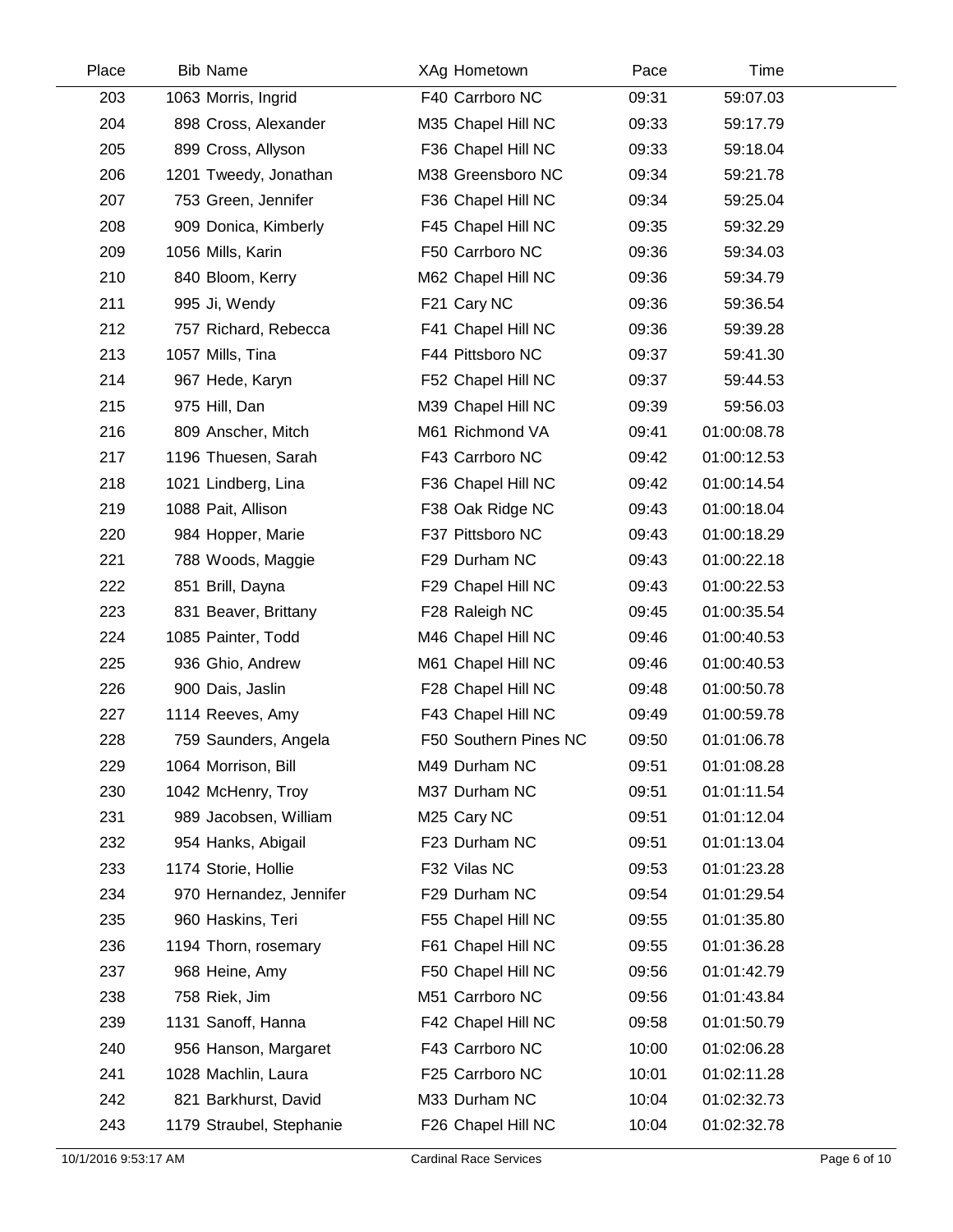| Place | Bib | Name | XAg | Hometown | Pace | Time |
|---|---|---|---|---|---|---|
| 203 | 1063 | Morris, Ingrid | F40 | Carrboro NC | 09:31 | 59:07.03 |
| 204 | 898 | Cross, Alexander | M35 | Chapel Hill NC | 09:33 | 59:17.79 |
| 205 | 899 | Cross, Allyson | F36 | Chapel Hill NC | 09:33 | 59:18.04 |
| 206 | 1201 | Tweedy, Jonathan | M38 | Greensboro NC | 09:34 | 59:21.78 |
| 207 | 753 | Green, Jennifer | F36 | Chapel Hill NC | 09:34 | 59:25.04 |
| 208 | 909 | Donica, Kimberly | F45 | Chapel Hill NC | 09:35 | 59:32.29 |
| 209 | 1056 | Mills, Karin | F50 | Carrboro NC | 09:36 | 59:34.03 |
| 210 | 840 | Bloom, Kerry | M62 | Chapel Hill NC | 09:36 | 59:34.79 |
| 211 | 995 | Ji, Wendy | F21 | Cary NC | 09:36 | 59:36.54 |
| 212 | 757 | Richard, Rebecca | F41 | Chapel Hill NC | 09:36 | 59:39.28 |
| 213 | 1057 | Mills, Tina | F44 | Pittsboro NC | 09:37 | 59:41.30 |
| 214 | 967 | Hede, Karyn | F52 | Chapel Hill NC | 09:37 | 59:44.53 |
| 215 | 975 | Hill, Dan | M39 | Chapel Hill NC | 09:39 | 59:56.03 |
| 216 | 809 | Anscher, Mitch | M61 | Richmond VA | 09:41 | 01:00:08.78 |
| 217 | 1196 | Thuesen, Sarah | F43 | Carrboro NC | 09:42 | 01:00:12.53 |
| 218 | 1021 | Lindberg, Lina | F36 | Chapel Hill NC | 09:42 | 01:00:14.54 |
| 219 | 1088 | Pait, Allison | F38 | Oak Ridge NC | 09:43 | 01:00:18.04 |
| 220 | 984 | Hopper, Marie | F37 | Pittsboro NC | 09:43 | 01:00:18.29 |
| 221 | 788 | Woods, Maggie | F29 | Durham NC | 09:43 | 01:00:22.18 |
| 222 | 851 | Brill, Dayna | F29 | Chapel Hill NC | 09:43 | 01:00:22.53 |
| 223 | 831 | Beaver, Brittany | F28 | Raleigh NC | 09:45 | 01:00:35.54 |
| 224 | 1085 | Painter, Todd | M46 | Chapel Hill NC | 09:46 | 01:00:40.53 |
| 225 | 936 | Ghio, Andrew | M61 | Chapel Hill NC | 09:46 | 01:00:40.53 |
| 226 | 900 | Dais, Jaslin | F28 | Chapel Hill NC | 09:48 | 01:00:50.78 |
| 227 | 1114 | Reeves, Amy | F43 | Chapel Hill NC | 09:49 | 01:00:59.78 |
| 228 | 759 | Saunders, Angela | F50 | Southern Pines NC | 09:50 | 01:01:06.78 |
| 229 | 1064 | Morrison, Bill | M49 | Durham NC | 09:51 | 01:01:08.28 |
| 230 | 1042 | McHenry, Troy | M37 | Durham NC | 09:51 | 01:01:11.54 |
| 231 | 989 | Jacobsen, William | M25 | Cary NC | 09:51 | 01:01:12.04 |
| 232 | 954 | Hanks, Abigail | F23 | Durham NC | 09:51 | 01:01:13.04 |
| 233 | 1174 | Storie, Hollie | F32 | Vilas NC | 09:53 | 01:01:23.28 |
| 234 | 970 | Hernandez, Jennifer | F29 | Durham NC | 09:54 | 01:01:29.54 |
| 235 | 960 | Haskins, Teri | F55 | Chapel Hill NC | 09:55 | 01:01:35.80 |
| 236 | 1194 | Thorn, rosemary | F61 | Chapel Hill NC | 09:55 | 01:01:36.28 |
| 237 | 968 | Heine, Amy | F50 | Chapel Hill NC | 09:56 | 01:01:42.79 |
| 238 | 758 | Riek, Jim | M51 | Carrboro NC | 09:56 | 01:01:43.84 |
| 239 | 1131 | Sanoff, Hanna | F42 | Chapel Hill NC | 09:58 | 01:01:50.79 |
| 240 | 956 | Hanson, Margaret | F43 | Carrboro NC | 10:00 | 01:02:06.28 |
| 241 | 1028 | Machlin, Laura | F25 | Carrboro NC | 10:01 | 01:02:11.28 |
| 242 | 821 | Barkhurst, David | M33 | Durham NC | 10:04 | 01:02:32.73 |
| 243 | 1179 | Straubel, Stephanie | F26 | Chapel Hill NC | 10:04 | 01:02:32.78 |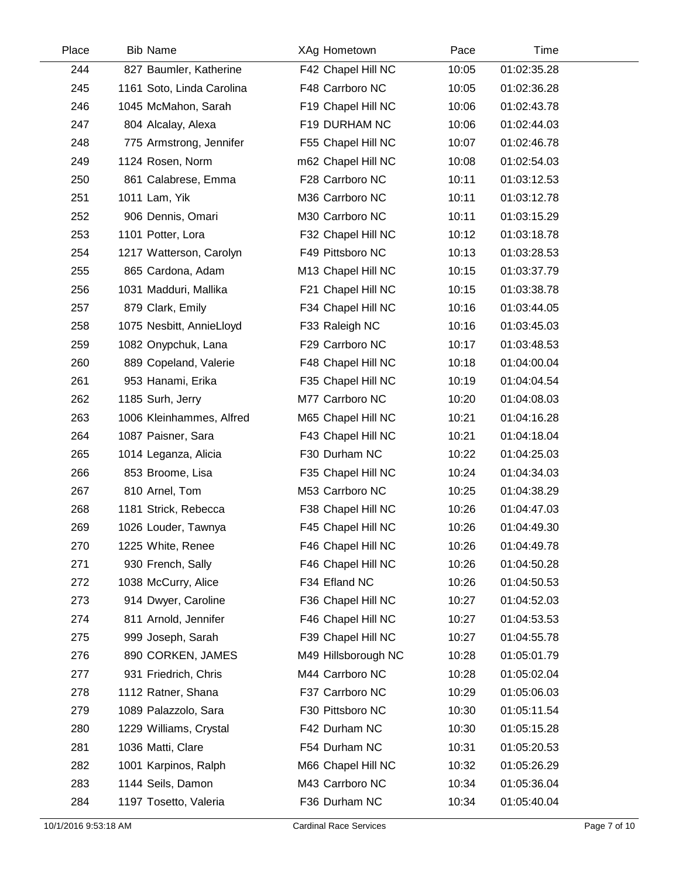| Place | Bib | Name | XAg | Hometown | Pace | Time |
|---|---|---|---|---|---|---|
| 244 | 827 | Baumler, Katherine | F42 | Chapel Hill NC | 10:05 | 01:02:35.28 |
| 245 | 1161 | Soto, Linda Carolina | F48 | Carrboro NC | 10:05 | 01:02:36.28 |
| 246 | 1045 | McMahon, Sarah | F19 | Chapel Hill NC | 10:06 | 01:02:43.78 |
| 247 | 804 | Alcalay, Alexa | F19 | DURHAM NC | 10:06 | 01:02:44.03 |
| 248 | 775 | Armstrong, Jennifer | F55 | Chapel Hill NC | 10:07 | 01:02:46.78 |
| 249 | 1124 | Rosen, Norm | m62 | Chapel Hill NC | 10:08 | 01:02:54.03 |
| 250 | 861 | Calabrese, Emma | F28 | Carrboro NC | 10:11 | 01:03:12.53 |
| 251 | 1011 | Lam, Yik | M36 | Carrboro NC | 10:11 | 01:03:12.78 |
| 252 | 906 | Dennis, Omari | M30 | Carrboro NC | 10:11 | 01:03:15.29 |
| 253 | 1101 | Potter, Lora | F32 | Chapel Hill NC | 10:12 | 01:03:18.78 |
| 254 | 1217 | Watterson, Carolyn | F49 | Pittsboro NC | 10:13 | 01:03:28.53 |
| 255 | 865 | Cardona, Adam | M13 | Chapel Hill NC | 10:15 | 01:03:37.79 |
| 256 | 1031 | Madduri, Mallika | F21 | Chapel Hill NC | 10:15 | 01:03:38.78 |
| 257 | 879 | Clark, Emily | F34 | Chapel Hill NC | 10:16 | 01:03:44.05 |
| 258 | 1075 | Nesbitt, AnnieLloyd | F33 | Raleigh NC | 10:16 | 01:03:45.03 |
| 259 | 1082 | Onypchuk, Lana | F29 | Carrboro NC | 10:17 | 01:03:48.53 |
| 260 | 889 | Copeland, Valerie | F48 | Chapel Hill NC | 10:18 | 01:04:00.04 |
| 261 | 953 | Hanami, Erika | F35 | Chapel Hill NC | 10:19 | 01:04:04.54 |
| 262 | 1185 | Surh, Jerry | M77 | Carrboro NC | 10:20 | 01:04:08.03 |
| 263 | 1006 | Kleinhammes, Alfred | M65 | Chapel Hill NC | 10:21 | 01:04:16.28 |
| 264 | 1087 | Paisner, Sara | F43 | Chapel Hill NC | 10:21 | 01:04:18.04 |
| 265 | 1014 | Leganza, Alicia | F30 | Durham NC | 10:22 | 01:04:25.03 |
| 266 | 853 | Broome, Lisa | F35 | Chapel Hill NC | 10:24 | 01:04:34.03 |
| 267 | 810 | Arnel, Tom | M53 | Carrboro NC | 10:25 | 01:04:38.29 |
| 268 | 1181 | Strick, Rebecca | F38 | Chapel Hill NC | 10:26 | 01:04:47.03 |
| 269 | 1026 | Louder, Tawnya | F45 | Chapel Hill NC | 10:26 | 01:04:49.30 |
| 270 | 1225 | White, Renee | F46 | Chapel Hill NC | 10:26 | 01:04:49.78 |
| 271 | 930 | French, Sally | F46 | Chapel Hill NC | 10:26 | 01:04:50.28 |
| 272 | 1038 | McCurry, Alice | F34 | Efland NC | 10:26 | 01:04:50.53 |
| 273 | 914 | Dwyer, Caroline | F36 | Chapel Hill NC | 10:27 | 01:04:52.03 |
| 274 | 811 | Arnold, Jennifer | F46 | Chapel Hill NC | 10:27 | 01:04:53.53 |
| 275 | 999 | Joseph, Sarah | F39 | Chapel Hill NC | 10:27 | 01:04:55.78 |
| 276 | 890 | CORKEN, JAMES | M49 | Hillsborough NC | 10:28 | 01:05:01.79 |
| 277 | 931 | Friedrich, Chris | M44 | Carrboro NC | 10:28 | 01:05:02.04 |
| 278 | 1112 | Ratner, Shana | F37 | Carrboro NC | 10:29 | 01:05:06.03 |
| 279 | 1089 | Palazzolo, Sara | F30 | Pittsboro NC | 10:30 | 01:05:11.54 |
| 280 | 1229 | Williams, Crystal | F42 | Durham NC | 10:30 | 01:05:15.28 |
| 281 | 1036 | Matti, Clare | F54 | Durham NC | 10:31 | 01:05:20.53 |
| 282 | 1001 | Karpinos, Ralph | M66 | Chapel Hill NC | 10:32 | 01:05:26.29 |
| 283 | 1144 | Seils, Damon | M43 | Carrboro NC | 10:34 | 01:05:36.04 |
| 284 | 1197 | Tosetto, Valeria | F36 | Durham NC | 10:34 | 01:05:40.04 |

10/1/2016 9:53:18 AM Cardinal Race Services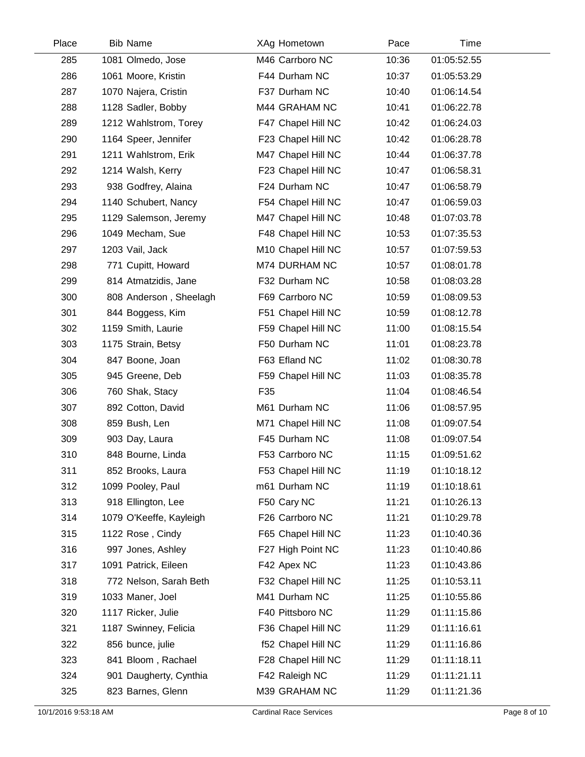| Place | Bib | Name | XAg | Hometown | Pace | Time |
|---|---|---|---|---|---|---|
| 285 | 1081 | Olmedo, Jose | M46 | Carrboro NC | 10:36 | 01:05:52.55 |
| 286 | 1061 | Moore, Kristin | F44 | Durham NC | 10:37 | 01:05:53.29 |
| 287 | 1070 | Najera, Cristin | F37 | Durham NC | 10:40 | 01:06:14.54 |
| 288 | 1128 | Sadler, Bobby | M44 | GRAHAM NC | 10:41 | 01:06:22.78 |
| 289 | 1212 | Wahlstrom, Torey | F47 | Chapel Hill NC | 10:42 | 01:06:24.03 |
| 290 | 1164 | Speer, Jennifer | F23 | Chapel Hill NC | 10:42 | 01:06:28.78 |
| 291 | 1211 | Wahlstrom, Erik | M47 | Chapel Hill NC | 10:44 | 01:06:37.78 |
| 292 | 1214 | Walsh, Kerry | F23 | Chapel Hill NC | 10:47 | 01:06:58.31 |
| 293 | 938 | Godfrey, Alaina | F24 | Durham NC | 10:47 | 01:06:58.79 |
| 294 | 1140 | Schubert, Nancy | F54 | Chapel Hill NC | 10:47 | 01:06:59.03 |
| 295 | 1129 | Salemson, Jeremy | M47 | Chapel Hill NC | 10:48 | 01:07:03.78 |
| 296 | 1049 | Mecham, Sue | F48 | Chapel Hill NC | 10:53 | 01:07:35.53 |
| 297 | 1203 | Vail, Jack | M10 | Chapel Hill NC | 10:57 | 01:07:59.53 |
| 298 | 771 | Cupitt, Howard | M74 | DURHAM NC | 10:57 | 01:08:01.78 |
| 299 | 814 | Atmatzidis, Jane | F32 | Durham NC | 10:58 | 01:08:03.28 |
| 300 | 808 | Anderson , Sheelagh | F69 | Carrboro NC | 10:59 | 01:08:09.53 |
| 301 | 844 | Boggess, Kim | F51 | Chapel Hill NC | 10:59 | 01:08:12.78 |
| 302 | 1159 | Smith, Laurie | F59 | Chapel Hill NC | 11:00 | 01:08:15.54 |
| 303 | 1175 | Strain, Betsy | F50 | Durham NC | 11:01 | 01:08:23.78 |
| 304 | 847 | Boone, Joan | F63 | Efland NC | 11:02 | 01:08:30.78 |
| 305 | 945 | Greene, Deb | F59 | Chapel Hill NC | 11:03 | 01:08:35.78 |
| 306 | 760 | Shak, Stacy | F35 | | 11:04 | 01:08:46.54 |
| 307 | 892 | Cotton, David | M61 | Durham NC | 11:06 | 01:08:57.95 |
| 308 | 859 | Bush, Len | M71 | Chapel Hill NC | 11:08 | 01:09:07.54 |
| 309 | 903 | Day, Laura | F45 | Durham NC | 11:08 | 01:09:07.54 |
| 310 | 848 | Bourne, Linda | F53 | Carrboro NC | 11:15 | 01:09:51.62 |
| 311 | 852 | Brooks, Laura | F53 | Chapel Hill NC | 11:19 | 01:10:18.12 |
| 312 | 1099 | Pooley, Paul | m61 | Durham NC | 11:19 | 01:10:18.61 |
| 313 | 918 | Ellington, Lee | F50 | Cary NC | 11:21 | 01:10:26.13 |
| 314 | 1079 | O'Keeffe, Kayleigh | F26 | Carrboro NC | 11:21 | 01:10:29.78 |
| 315 | 1122 | Rose , Cindy | F65 | Chapel Hill NC | 11:23 | 01:10:40.36 |
| 316 | 997 | Jones, Ashley | F27 | High Point NC | 11:23 | 01:10:40.86 |
| 317 | 1091 | Patrick, Eileen | F42 | Apex NC | 11:23 | 01:10:43.86 |
| 318 | 772 | Nelson, Sarah Beth | F32 | Chapel Hill NC | 11:25 | 01:10:53.11 |
| 319 | 1033 | Maner, Joel | M41 | Durham NC | 11:25 | 01:10:55.86 |
| 320 | 1117 | Ricker, Julie | F40 | Pittsboro NC | 11:29 | 01:11:15.86 |
| 321 | 1187 | Swinney, Felicia | F36 | Chapel Hill NC | 11:29 | 01:11:16.61 |
| 322 | 856 | bunce, julie | f52 | Chapel Hill NC | 11:29 | 01:11:16.86 |
| 323 | 841 | Bloom , Rachael | F28 | Chapel Hill NC | 11:29 | 01:11:18.11 |
| 324 | 901 | Daugherty, Cynthia | F42 | Raleigh NC | 11:29 | 01:11:21.11 |
| 325 | 823 | Barnes, Glenn | M39 | GRAHAM NC | 11:29 | 01:11:21.36 |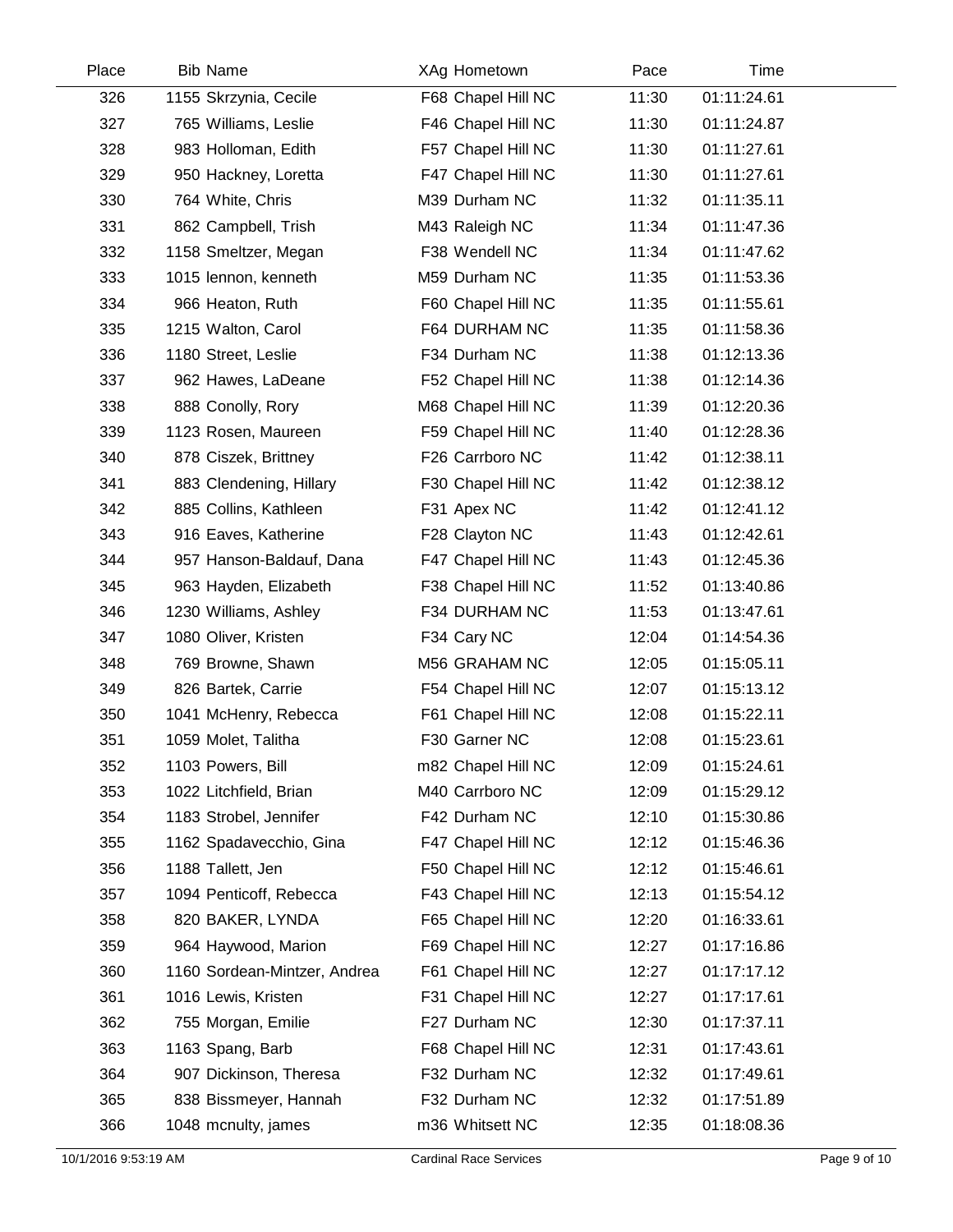| Place | Bib | Name | XAg | Hometown | Pace | Time |
|---|---|---|---|---|---|---|
| 326 | 1155 | Skrzynia, Cecile | F68 | Chapel Hill NC | 11:30 | 01:11:24.61 |
| 327 | 765 | Williams, Leslie | F46 | Chapel Hill NC | 11:30 | 01:11:24.87 |
| 328 | 983 | Holloman, Edith | F57 | Chapel Hill NC | 11:30 | 01:11:27.61 |
| 329 | 950 | Hackney, Loretta | F47 | Chapel Hill NC | 11:30 | 01:11:27.61 |
| 330 | 764 | White, Chris | M39 | Durham NC | 11:32 | 01:11:35.11 |
| 331 | 862 | Campbell, Trish | M43 | Raleigh NC | 11:34 | 01:11:47.36 |
| 332 | 1158 | Smeltzer, Megan | F38 | Wendell NC | 11:34 | 01:11:47.62 |
| 333 | 1015 | lennon, kenneth | M59 | Durham NC | 11:35 | 01:11:53.36 |
| 334 | 966 | Heaton, Ruth | F60 | Chapel Hill NC | 11:35 | 01:11:55.61 |
| 335 | 1215 | Walton, Carol | F64 | DURHAM NC | 11:35 | 01:11:58.36 |
| 336 | 1180 | Street, Leslie | F34 | Durham NC | 11:38 | 01:12:13.36 |
| 337 | 962 | Hawes, LaDeane | F52 | Chapel Hill NC | 11:38 | 01:12:14.36 |
| 338 | 888 | Conolly, Rory | M68 | Chapel Hill NC | 11:39 | 01:12:20.36 |
| 339 | 1123 | Rosen, Maureen | F59 | Chapel Hill NC | 11:40 | 01:12:28.36 |
| 340 | 878 | Ciszek, Brittney | F26 | Carrboro NC | 11:42 | 01:12:38.11 |
| 341 | 883 | Clendening, Hillary | F30 | Chapel Hill NC | 11:42 | 01:12:38.12 |
| 342 | 885 | Collins, Kathleen | F31 | Apex NC | 11:42 | 01:12:41.12 |
| 343 | 916 | Eaves, Katherine | F28 | Clayton NC | 11:43 | 01:12:42.61 |
| 344 | 957 | Hanson-Baldauf, Dana | F47 | Chapel Hill NC | 11:43 | 01:12:45.36 |
| 345 | 963 | Hayden, Elizabeth | F38 | Chapel Hill NC | 11:52 | 01:13:40.86 |
| 346 | 1230 | Williams, Ashley | F34 | DURHAM NC | 11:53 | 01:13:47.61 |
| 347 | 1080 | Oliver, Kristen | F34 | Cary NC | 12:04 | 01:14:54.36 |
| 348 | 769 | Browne, Shawn | M56 | GRAHAM NC | 12:05 | 01:15:05.11 |
| 349 | 826 | Bartek, Carrie | F54 | Chapel Hill NC | 12:07 | 01:15:13.12 |
| 350 | 1041 | McHenry, Rebecca | F61 | Chapel Hill NC | 12:08 | 01:15:22.11 |
| 351 | 1059 | Molet, Talitha | F30 | Garner NC | 12:08 | 01:15:23.61 |
| 352 | 1103 | Powers, Bill | m82 | Chapel Hill NC | 12:09 | 01:15:24.61 |
| 353 | 1022 | Litchfield, Brian | M40 | Carrboro NC | 12:09 | 01:15:29.12 |
| 354 | 1183 | Strobel, Jennifer | F42 | Durham NC | 12:10 | 01:15:30.86 |
| 355 | 1162 | Spadavecchio, Gina | F47 | Chapel Hill NC | 12:12 | 01:15:46.36 |
| 356 | 1188 | Tallett, Jen | F50 | Chapel Hill NC | 12:12 | 01:15:46.61 |
| 357 | 1094 | Penticoff, Rebecca | F43 | Chapel Hill NC | 12:13 | 01:15:54.12 |
| 358 | 820 | BAKER, LYNDA | F65 | Chapel Hill NC | 12:20 | 01:16:33.61 |
| 359 | 964 | Haywood, Marion | F69 | Chapel Hill NC | 12:27 | 01:17:16.86 |
| 360 | 1160 | Sordean-Mintzer, Andrea | F61 | Chapel Hill NC | 12:27 | 01:17:17.12 |
| 361 | 1016 | Lewis, Kristen | F31 | Chapel Hill NC | 12:27 | 01:17:17.61 |
| 362 | 755 | Morgan, Emilie | F27 | Durham NC | 12:30 | 01:17:37.11 |
| 363 | 1163 | Spang, Barb | F68 | Chapel Hill NC | 12:31 | 01:17:43.61 |
| 364 | 907 | Dickinson, Theresa | F32 | Durham NC | 12:32 | 01:17:49.61 |
| 365 | 838 | Bissmeyer, Hannah | F32 | Durham NC | 12:32 | 01:17:51.89 |
| 366 | 1048 | mcnulty, james | m36 | Whitsett NC | 12:35 | 01:18:08.36 |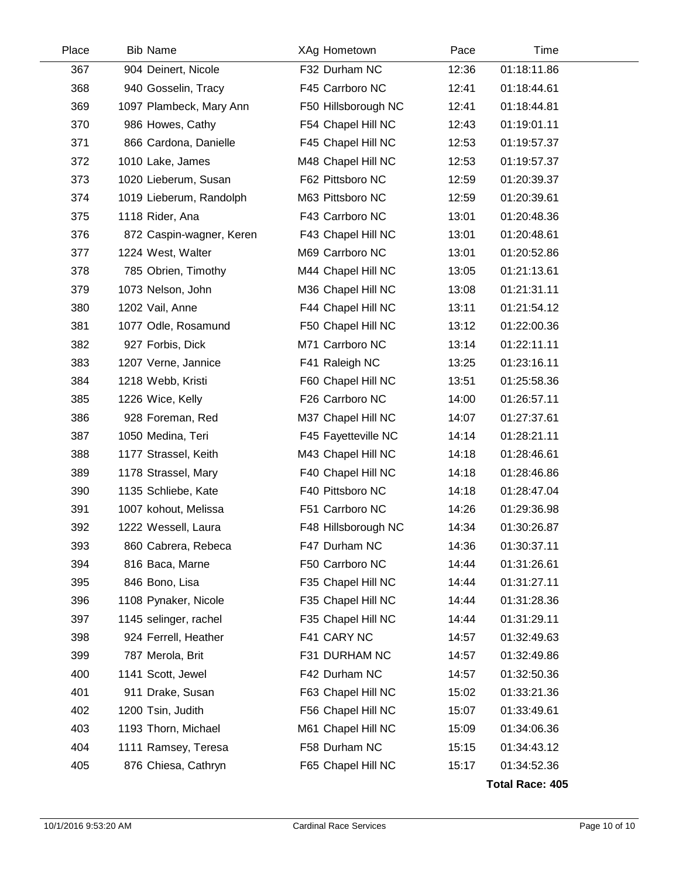| Place | Bib | Name | XAg | Hometown | Pace | Time |
|---|---|---|---|---|---|---|
| 367 | 904 | Deinert, Nicole | F32 | Durham NC | 12:36 | 01:18:11.86 |
| 368 | 940 | Gosselin, Tracy | F45 | Carrboro NC | 12:41 | 01:18:44.61 |
| 369 | 1097 | Plambeck, Mary Ann | F50 | Hillsborough NC | 12:41 | 01:18:44.81 |
| 370 | 986 | Howes, Cathy | F54 | Chapel Hill NC | 12:43 | 01:19:01.11 |
| 371 | 866 | Cardona, Danielle | F45 | Chapel Hill NC | 12:53 | 01:19:57.37 |
| 372 | 1010 | Lake, James | M48 | Chapel Hill NC | 12:53 | 01:19:57.37 |
| 373 | 1020 | Lieberum, Susan | F62 | Pittsboro NC | 12:59 | 01:20:39.37 |
| 374 | 1019 | Lieberum, Randolph | M63 | Pittsboro NC | 12:59 | 01:20:39.61 |
| 375 | 1118 | Rider, Ana | F43 | Carrboro NC | 13:01 | 01:20:48.36 |
| 376 | 872 | Caspin-wagner, Keren | F43 | Chapel Hill NC | 13:01 | 01:20:48.61 |
| 377 | 1224 | West, Walter | M69 | Carrboro NC | 13:01 | 01:20:52.86 |
| 378 | 785 | Obrien, Timothy | M44 | Chapel Hill NC | 13:05 | 01:21:13.61 |
| 379 | 1073 | Nelson, John | M36 | Chapel Hill NC | 13:08 | 01:21:31.11 |
| 380 | 1202 | Vail, Anne | F44 | Chapel Hill NC | 13:11 | 01:21:54.12 |
| 381 | 1077 | Odle, Rosamund | F50 | Chapel Hill NC | 13:12 | 01:22:00.36 |
| 382 | 927 | Forbis, Dick | M71 | Carrboro NC | 13:14 | 01:22:11.11 |
| 383 | 1207 | Verne, Jannice | F41 | Raleigh NC | 13:25 | 01:23:16.11 |
| 384 | 1218 | Webb, Kristi | F60 | Chapel Hill NC | 13:51 | 01:25:58.36 |
| 385 | 1226 | Wice, Kelly | F26 | Carrboro NC | 14:00 | 01:26:57.11 |
| 386 | 928 | Foreman, Red | M37 | Chapel Hill NC | 14:07 | 01:27:37.61 |
| 387 | 1050 | Medina, Teri | F45 | Fayetteville NC | 14:14 | 01:28:21.11 |
| 388 | 1177 | Strassel, Keith | M43 | Chapel Hill NC | 14:18 | 01:28:46.61 |
| 389 | 1178 | Strassel, Mary | F40 | Chapel Hill NC | 14:18 | 01:28:46.86 |
| 390 | 1135 | Schliebe, Kate | F40 | Pittsboro NC | 14:18 | 01:28:47.04 |
| 391 | 1007 | kohout, Melissa | F51 | Carrboro NC | 14:26 | 01:29:36.98 |
| 392 | 1222 | Wessell, Laura | F48 | Hillsborough NC | 14:34 | 01:30:26.87 |
| 393 | 860 | Cabrera, Rebeca | F47 | Durham NC | 14:36 | 01:30:37.11 |
| 394 | 816 | Baca, Marne | F50 | Carrboro NC | 14:44 | 01:31:26.61 |
| 395 | 846 | Bono, Lisa | F35 | Chapel Hill NC | 14:44 | 01:31:27.11 |
| 396 | 1108 | Pynaker, Nicole | F35 | Chapel Hill NC | 14:44 | 01:31:28.36 |
| 397 | 1145 | selinger, rachel | F35 | Chapel Hill NC | 14:44 | 01:31:29.11 |
| 398 | 924 | Ferrell, Heather | F41 | CARY NC | 14:57 | 01:32:49.63 |
| 399 | 787 | Merola, Brit | F31 | DURHAM NC | 14:57 | 01:32:49.86 |
| 400 | 1141 | Scott, Jewel | F42 | Durham NC | 14:57 | 01:32:50.36 |
| 401 | 911 | Drake, Susan | F63 | Chapel Hill NC | 15:02 | 01:33:21.36 |
| 402 | 1200 | Tsin, Judith | F56 | Chapel Hill NC | 15:07 | 01:33:49.61 |
| 403 | 1193 | Thorn, Michael | M61 | Chapel Hill NC | 15:09 | 01:34:06.36 |
| 404 | 1111 | Ramsey, Teresa | F58 | Durham NC | 15:15 | 01:34:43.12 |
| 405 | 876 | Chiesa, Cathryn | F65 | Chapel Hill NC | 15:17 | 01:34:52.36 |

**Total Race: 405**